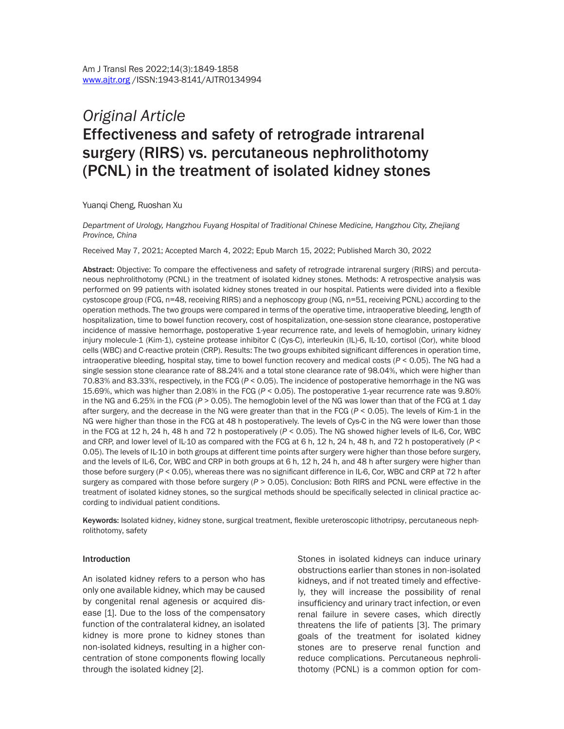*Original Article*

# Effectiveness and safety of retrograde intrarenal surgery (RIRS) vs. percutaneous nephrolithotomy (PCNL) in the treatment of isolated kidney stones

Yuanqi Cheng, Ruoshan Xu

*Department of Urology, Hangzhou Fuyang Hospital of Traditional Chinese Medicine, Hangzhou City, Zhejiang Province, China*

Received May 7, 2021; Accepted March 4, 2022; Epub March 15, 2022; Published March 30, 2022

**Abstract:** Objective: To compare the effectiveness and safety of retrograde intrarenal surgery (RIRS) and percutaneous nephrolithotomy (PCNL) in the treatment of isolated kidney stones. Methods: A retrospective analysis was performed on 99 patients with isolated kidney stones treated in our hospital. Patients were divided into a flexible cystoscope group (FCG, n=48, receiving RIRS) and a nephoscopy group (NG, n=51, receiving PCNL) according to the operation methods. The two groups were compared in terms of the operative time, intraoperative bleeding, length of hospitalization, time to bowel function recovery, cost of hospitalization, one-session stone clearance, postoperative incidence of massive hemorrhage, postoperative 1-year recurrence rate, and levels of hemoglobin, urinary kidney injury molecule-1 (Kim-1), cysteine protease inhibitor C (Cys-C), interleukin (IL)-6, IL-10, cortisol (Cor), white blood cells (WBC) and C-reactive protein (CRP). Results: The two groups exhibited significant differences in operation time, intraoperative bleeding, hospital stay, time to bowel function recovery and medical costs ($P < 0.05$). The NG had a single session stone clearance rate of 88.24% and a total stone clearance rate of 98.04%, which were higher than 70.83% and 83.33%, respectively, in the FCG ($P < 0.05$). The incidence of postoperative hemorrhage in the NG was 15.69%, which was higher than 2.08% in the FCG ($P < 0.05$). The postoperative 1-year recurrence rate was 9.80% in the NG and 6.25% in the FCG ($P > 0.05$). The hemoglobin level of the NG was lower than that of the FCG at 1 day after surgery, and the decrease in the NG were greater than that in the FCG ($P < 0.05$). The levels of Kim-1 in the NG were higher than those in the FCG at 48 h postoperatively. The levels of Cys-C in the NG were lower than those in the FCG at 12 h, 24 h, 48 h and 72 h postoperatively ($P < 0.05$). The NG showed higher levels of IL-6, Cor, WBC and CRP, and lower level of IL-10 as compared with the FCG at 6 h, 12 h, 24 h, 48 h, and 72 h postoperatively ($P < 0.05$). The levels of IL-10 in both groups at different time points after surgery were higher than those before surgery, and the levels of IL-6, Cor, WBC and CRP in both groups at 6 h, 12 h, 24 h, and 48 h after surgery were higher than those before surgery ($P < 0.05$), whereas there was no significant difference in IL-6, Cor, WBC and CRP at 72 h after surgery as compared with those before surgery ($P > 0.05$). Conclusion: Both RIRS and PCNL were effective in the treatment of isolated kidney stones, so the surgical methods should be specifically selected in clinical practice according to individual patient conditions.

**Keywords:** Isolated kidney, kidney stone, surgical treatment, flexible ureteroscopic lithotripsy, percutaneous nephrolithotomy, safety

## Introduction

An isolated kidney refers to a person who has only one available kidney, which may be caused by congenital renal agenesis or acquired disease [1]. Due to the loss of the compensatory function of the contralateral kidney, an isolated kidney is more prone to kidney stones than non-isolated kidneys, resulting in a higher concentration of stone components flowing locally through the isolated kidney [2].

Stones in isolated kidneys can induce urinary obstructions earlier than stones in non-isolated kidneys, and if not treated timely and effectively, they will increase the possibility of renal insufficiency and urinary tract infection, or even renal failure in severe cases, which directly threatens the life of patients [3]. The primary goals of the treatment for isolated kidney stones are to preserve renal function and reduce complications. Percutaneous nephrolithotomy (PCNL) is a common option for com-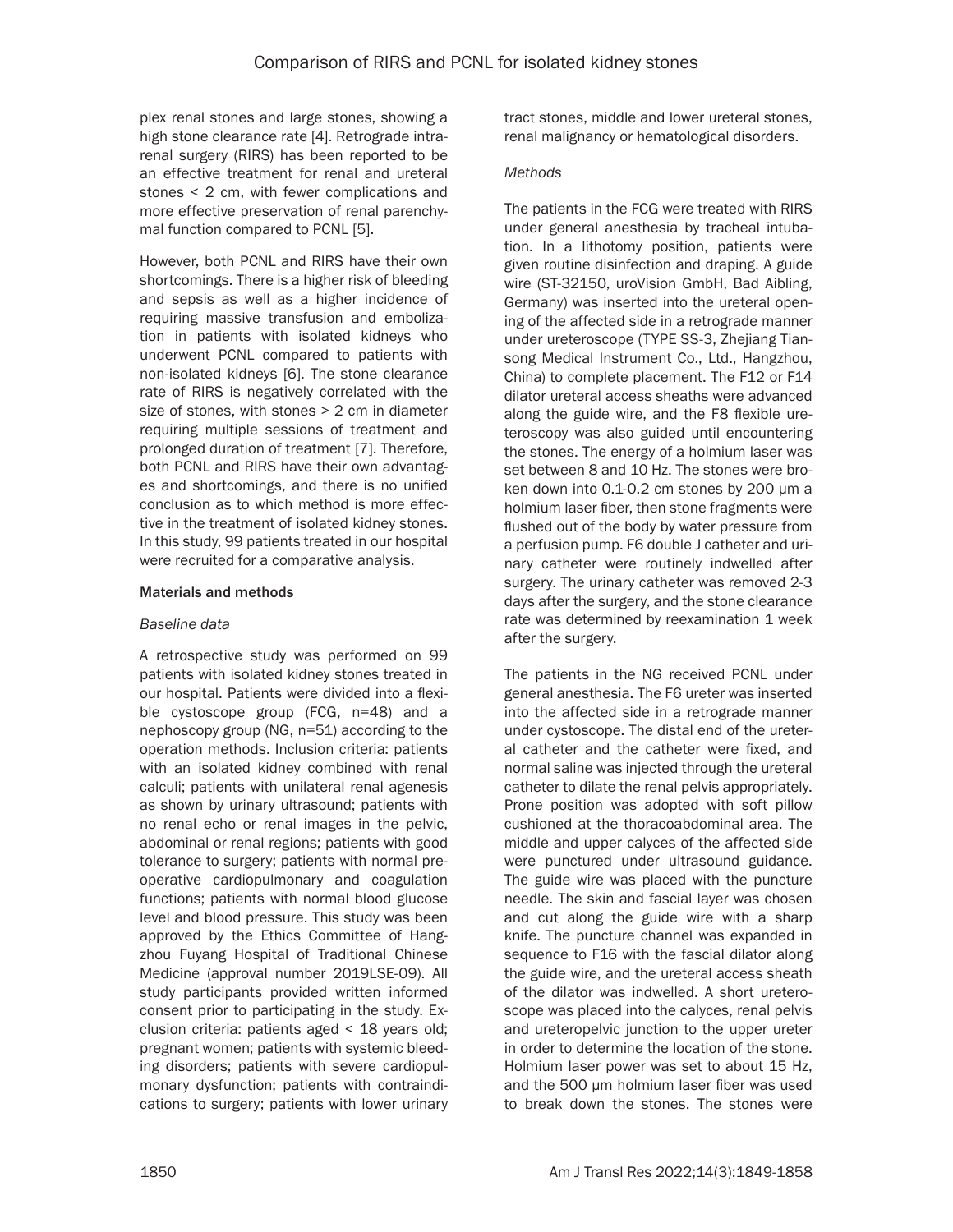plex renal stones and large stones, showing a high stone clearance rate [4]. Retrograde intrarenal surgery (RIRS) has been reported to be an effective treatment for renal and ureteral stones < 2 cm, with fewer complications and more effective preservation of renal parenchymal function compared to PCNL [5].

However, both PCNL and RIRS have their own shortcomings. There is a higher risk of bleeding and sepsis as well as a higher incidence of requiring massive transfusion and embolization in patients with isolated kidneys who underwent PCNL compared to patients with non-isolated kidneys [6]. The stone clearance rate of RIRS is negatively correlated with the size of stones, with stones > 2 cm in diameter requiring multiple sessions of treatment and prolonged duration of treatment [7]. Therefore, both PCNL and RIRS have their own advantages and shortcomings, and there is no unified conclusion as to which method is more effective in the treatment of isolated kidney stones. In this study, 99 patients treated in our hospital were recruited for a comparative analysis.

## Materials and methods

### *Baseline data*

A retrospective study was performed on 99 patients with isolated kidney stones treated in our hospital. Patients were divided into a flexible cystoscope group (FCG, n=48) and a nephoscopy group (NG, n=51) according to the operation methods. Inclusion criteria: patients with an isolated kidney combined with renal calculi; patients with unilateral renal agenesis as shown by urinary ultrasound; patients with no renal echo or renal images in the pelvic, abdominal or renal regions; patients with good tolerance to surgery; patients with normal preoperative cardiopulmonary and coagulation functions; patients with normal blood glucose level and blood pressure. This study was been approved by the Ethics Committee of Hangzhou Fuyang Hospital of Traditional Chinese Medicine (approval number 2019LSE-09). All study participants provided written informed consent prior to participating in the study. Exclusion criteria: patients aged < 18 years old; pregnant women; patients with systemic bleeding disorders; patients with severe cardiopulmonary dysfunction; patients with contraindications to surgery; patients with lower urinary tract stones, middle and lower ureteral stones, renal malignancy or hematological disorders.

### *Methods*

The patients in the FCG were treated with RIRS under general anesthesia by tracheal intubation. In a lithotomy position, patients were given routine disinfection and draping. A guide wire (ST-32150, uroVision GmbH, Bad Aibling, Germany) was inserted into the ureteral opening of the affected side in a retrograde manner under ureteroscope (TYPE SS-3, Zhejiang Tiansong Medical Instrument Co., Ltd., Hangzhou, China) to complete placement. The F12 or F14 dilator ureteral access sheaths were advanced along the guide wire, and the F8 flexible ureteroscopy was also guided until encountering the stones. The energy of a holmium laser was set between 8 and 10 Hz. The stones were broken down into 0.1-0.2 cm stones by 200 μm a holmium laser fiber, then stone fragments were flushed out of the body by water pressure from a perfusion pump. F6 double J catheter and urinary catheter were routinely indwelled after surgery. The urinary catheter was removed 2-3 days after the surgery, and the stone clearance rate was determined by reexamination 1 week after the surgery.

The patients in the NG received PCNL under general anesthesia. The F6 ureter was inserted into the affected side in a retrograde manner under cystoscope. The distal end of the ureteral catheter and the catheter were fixed, and normal saline was injected through the ureteral catheter to dilate the renal pelvis appropriately. Prone position was adopted with soft pillow cushioned at the thoracoabdominal area. The middle and upper calyces of the affected side were punctured under ultrasound guidance. The guide wire was placed with the puncture needle. The skin and fascial layer was chosen and cut along the guide wire with a sharp knife. The puncture channel was expanded in sequence to F16 with the fascial dilator along the guide wire, and the ureteral access sheath of the dilator was indwelled. A short ureteroscope was placed into the calyces, renal pelvis and ureteropelvic junction to the upper ureter in order to determine the location of the stone. Holmium laser power was set to about 15 Hz, and the 500 μm holmium laser fiber was used to break down the stones. The stones were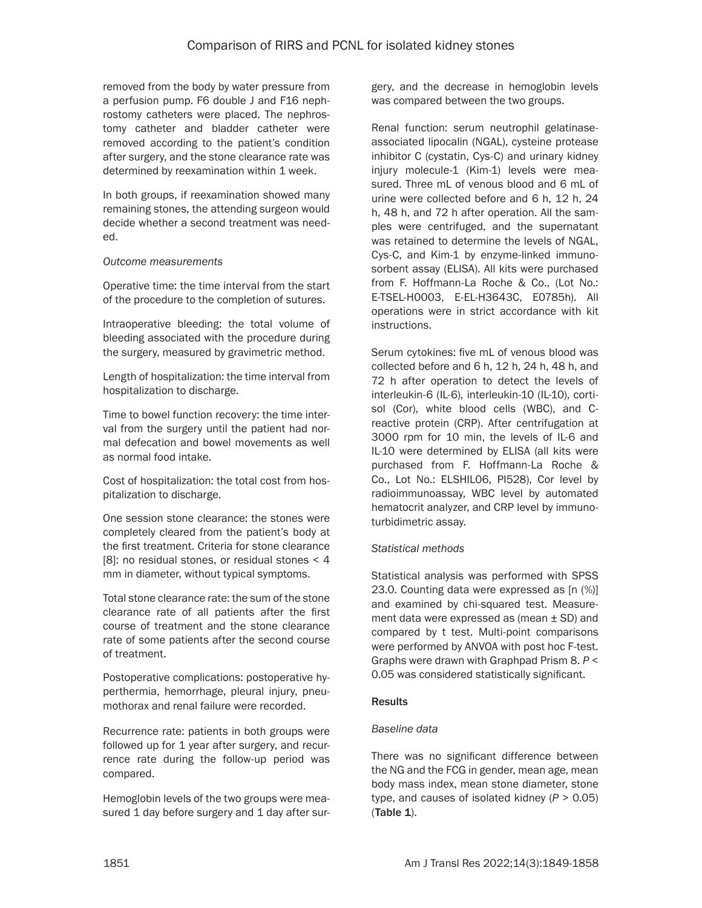removed from the body by water pressure from a perfusion pump. F6 double J and F16 nephrostomy catheters were placed. The nephrostomy catheter and bladder catheter were removed according to the patient's condition after surgery, and the stone clearance rate was determined by reexamination within 1 week.

In both groups, if reexamination showed many remaining stones, the attending surgeon would decide whether a second treatment was needed.

*Outcome measurements*

Operative time: the time interval from the start of the procedure to the completion of sutures.

Intraoperative bleeding: the total volume of bleeding associated with the procedure during the surgery, measured by gravimetric method.

Length of hospitalization: the time interval from hospitalization to discharge.

Time to bowel function recovery: the time interval from the surgery until the patient had normal defecation and bowel movements as well as normal food intake.

Cost of hospitalization: the total cost from hospitalization to discharge.

One session stone clearance: the stones were completely cleared from the patient's body at the first treatment. Criteria for stone clearance [8]: no residual stones, or residual stones < 4 mm in diameter, without typical symptoms.

Total stone clearance rate: the sum of the stone clearance rate of all patients after the first course of treatment and the stone clearance rate of some patients after the second course of treatment.

Postoperative complications: postoperative hyperthermia, hemorrhage, pleural injury, pneumothorax and renal failure were recorded.

Recurrence rate: patients in both groups were followed up for 1 year after surgery, and recurrence rate during the follow-up period was compared.

Hemoglobin levels of the two groups were measured 1 day before surgery and 1 day after surgery, and the decrease in hemoglobin levels was compared between the two groups.

Renal function: serum neutrophil gelatinase-associated lipocalin (NGAL), cysteine protease inhibitor C (cystatin, Cys-C) and urinary kidney injury molecule-1 (Kim-1) levels were measured. Three mL of venous blood and 6 mL of urine were collected before and 6 h, 12 h, 24 h, 48 h, and 72 h after operation. All the samples were centrifuged, and the supernatant was retained to determine the levels of NGAL, Cys-C, and Kim-1 by enzyme-linked immunosorbent assay (ELISA). All kits were purchased from F. Hoffmann-La Roche & Co., (Lot No.: E-TSEL-H0003, E-EL-H3643C, E0785h). All operations were in strict accordance with kit instructions.

Serum cytokines: five mL of venous blood was collected before and 6 h, 12 h, 24 h, 48 h, and 72 h after operation to detect the levels of interleukin-6 (IL-6), interleukin-10 (IL-10), cortisol (Cor), white blood cells (WBC), and C-reactive protein (CRP). After centrifugation at 3000 rpm for 10 min, the levels of IL-6 and IL-10 were determined by ELISA (all kits were purchased from F. Hoffmann-La Roche & Co., Lot No.: ELSHIL06, PI528), Cor level by radioimmunoassay, WBC level by automated hematocrit analyzer, and CRP level by immunoturbidimetric assay.

*Statistical methods*

Statistical analysis was performed with SPSS 23.0. Counting data were expressed as [n (%)] and examined by chi-squared test. Measurement data were expressed as (mean ± SD) and compared by t test. Multi-point comparisons were performed by ANVOA with post hoc F-test. Graphs were drawn with Graphpad Prism 8. $P < 0.05$ was considered statistically significant.

**Results**

*Baseline data*

There was no significant difference between the NG and the FCG in gender, mean age, mean body mass index, mean stone diameter, stone type, and causes of isolated kidney ($P > 0.05$) (**Table 1**).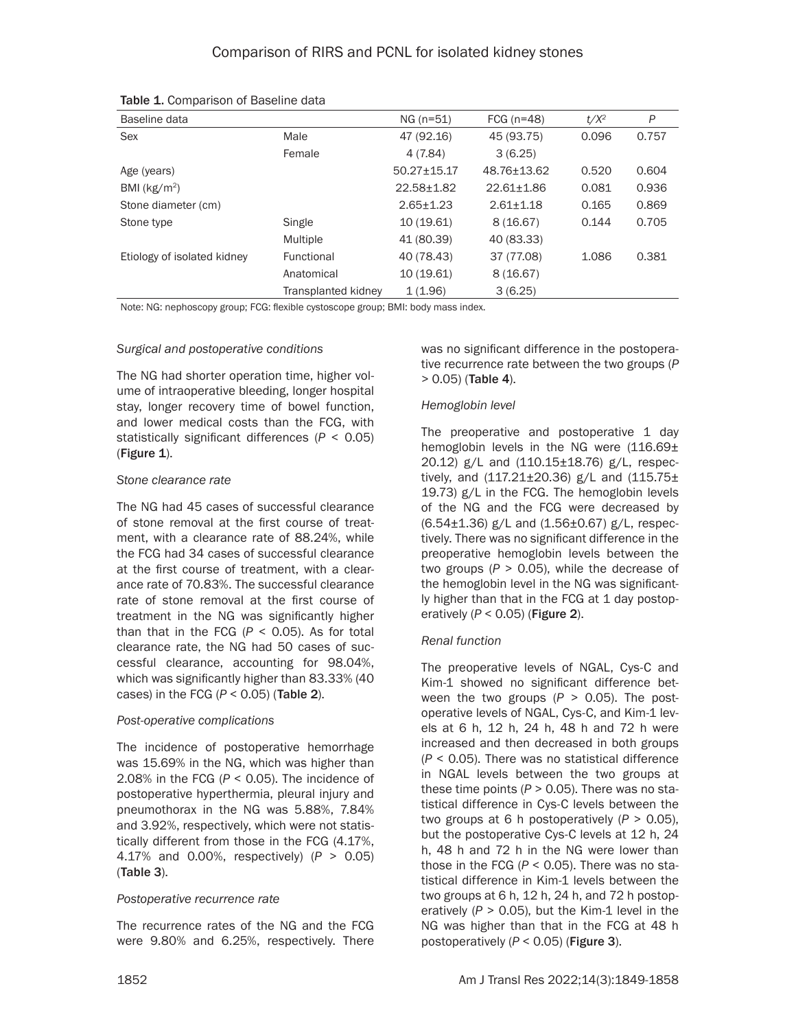Table 1. Comparison of Baseline data

| Baseline data | | NG (n=51) | FCG (n=48) | $t/X^2$ | P |
|---|---|---|---|---|---|
| Sex | Male | 47 (92.16) | 45 (93.75) | 0.096 | 0.757 |
| | Female | 4 (7.84) | 3 (6.25) | | |
| Age (years) | | 50.27±15.17 | 48.76±13.62 | 0.520 | 0.604 |
| BMI (kg/m$^2$) | | 22.58±1.82 | 22.61±1.86 | 0.081 | 0.936 |
| Stone diameter (cm) | | 2.65±1.23 | 2.61±1.18 | 0.165 | 0.869 |
| Stone type | Single | 10 (19.61) | 8 (16.67) | 0.144 | 0.705 |
| | Multiple | 41 (80.39) | 40 (83.33) | | |
| Etiology of isolated kidney | Functional | 40 (78.43) | 37 (77.08) | 1.086 | 0.381 |
| | Anatomical | 10 (19.61) | 8 (16.67) | | |
| | Transplanted kidney | 1 (1.96) | 3 (6.25) | | |

Note: NG: nephoscopy group; FCG: flexible cystoscope group; BMI: body mass index.

### *Surgical and postoperative conditions*

The NG had shorter operation time, higher volume of intraoperative bleeding, longer hospital stay, longer recovery time of bowel function, and lower medical costs than the FCG, with statistically significant differences ($P < 0.05$) (**Figure 1**).

### *Stone clearance rate*

The NG had 45 cases of successful clearance of stone removal at the first course of treatment, with a clearance rate of 88.24%, while the FCG had 34 cases of successful clearance at the first course of treatment, with a clearance rate of 70.83%. The successful clearance rate of stone removal at the first course of treatment in the NG was significantly higher than that in the FCG ($P < 0.05$). As for total clearance rate, the NG had 50 cases of successful clearance, accounting for 98.04%, which was significantly higher than 83.33% (40 cases) in the FCG ($P < 0.05$) (**Table 2**).

### *Post-operative complications*

The incidence of postoperative hemorrhage was 15.69% in the NG, which was higher than 2.08% in the FCG ($P < 0.05$). The incidence of postoperative hyperthermia, pleural injury and pneumothorax in the NG was 5.88%, 7.84% and 3.92%, respectively, which were not statistically different from those in the FCG (4.17%, 4.17% and 0.00%, respectively) ($P > 0.05$) (**Table 3**).

### *Postoperative recurrence rate*

The recurrence rates of the NG and the FCG were 9.80% and 6.25%, respectively. There was no significant difference in the postoperative recurrence rate between the two groups ($P > 0.05$) (**Table 4**).

### *Hemoglobin level*

The preoperative and postoperative 1 day hemoglobin levels in the NG were (116.69±20.12) g/L and (110.15±18.76) g/L, respectively, and (117.21±20.36) g/L and (115.75±19.73) g/L in the FCG. The hemoglobin levels of the NG and the FCG were decreased by (6.54±1.36) g/L and (1.56±0.67) g/L, respectively. There was no significant difference in the preoperative hemoglobin levels between the two groups ($P > 0.05$), while the decrease of the hemoglobin level in the NG was significantly higher than that in the FCG at 1 day postoperatively ($P < 0.05$) (**Figure 2**).

### *Renal function*

The preoperative levels of NGAL, Cys-C and Kim-1 showed no significant difference between the two groups ($P > 0.05$). The postoperative levels of NGAL, Cys-C, and Kim-1 levels at 6 h, 12 h, 24 h, 48 h and 72 h were increased and then decreased in both groups ($P < 0.05$). There was no statistical difference in NGAL levels between the two groups at these time points ($P > 0.05$). There was no statistical difference in Cys-C levels between the two groups at 6 h postoperatively ($P > 0.05$), but the postoperative Cys-C levels at 12 h, 24 h, 48 h and 72 h in the NG were lower than those in the FCG ($P < 0.05$). There was no statistical difference in Kim-1 levels between the two groups at 6 h, 12 h, 24 h, and 72 h postoperatively ($P > 0.05$), but the Kim-1 level in the NG was higher than that in the FCG at 48 h postoperatively ($P < 0.05$) (**Figure 3**).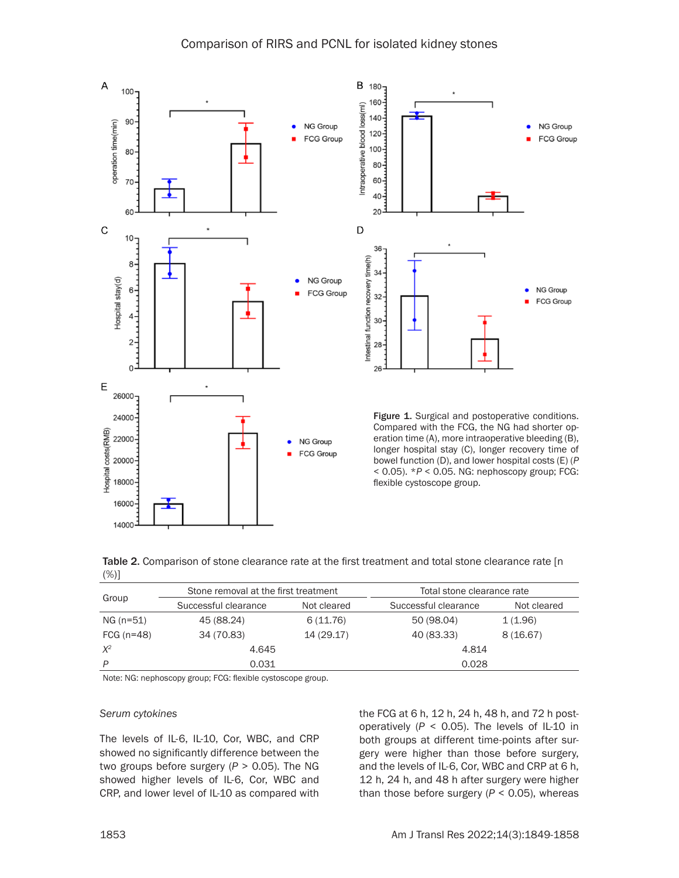Figure 1. Surgical and postoperative conditions. Compared with the FCG, the NG had shorter operation time (A), more intraoperative bleeding (B), longer hospital stay (C), longer recovery time of bowel function (D), and lower hospital costs (E) ($P < 0.05$). *$P < 0.05$. NG: nephoscopy group; FCG: flexible cystoscope group.

**Table 2.** Comparison of stone clearance rate at the first treatment and total stone clearance rate [n (%)]

| Group | Stone removal at the first treatment | | Total stone clearance rate | |
|---|---|---|---|---|
| | Successful clearance | Not cleared | Successful clearance | Not cleared |
| NG (n=51) | 45 (88.24) | 6 (11.76) | 50 (98.04) | 1 (1.96) |
| FCG (n=48) | 34 (70.83) | 14 (29.17) | 40 (83.33) | 8 (16.67) |
| $X^2$ | 4.645 | | 4.814 | |
| $P$ | 0.031 | | 0.028 | |

Note: NG: nephoscopy group; FCG: flexible cystoscope group.

*Serum cytokines*

The levels of IL-6, IL-10, Cor, WBC, and CRP showed no significantly difference between the two groups before surgery ($P > 0.05$). The NG showed higher levels of IL-6, Cor, WBC and CRP, and lower level of IL-10 as compared with the FCG at 6 h, 12 h, 24 h, 48 h, and 72 h postoperatively ($P < 0.05$). The levels of IL-10 in both groups at different time-points after surgery were higher than those before surgery, and the levels of IL-6, Cor, WBC and CRP at 6 h, 12 h, 24 h, and 48 h after surgery were higher than those before surgery ($P < 0.05$), whereas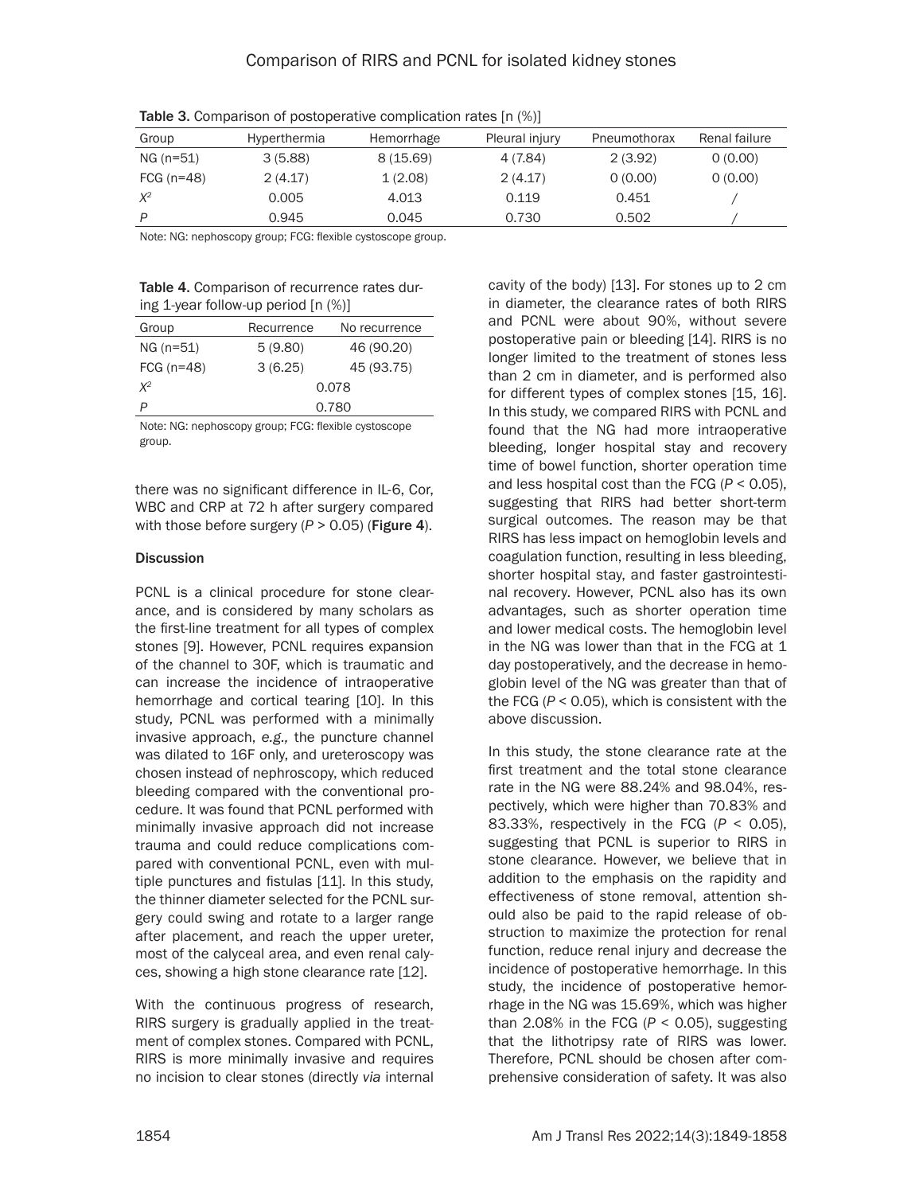**Table 3.** Comparison of postoperative complication rates [n (%)]

| Group | Hyperthermia | Hemorrhage | Pleural injury | Pneumothorax | Renal failure |
|---|---|---|---|---|---|
| NG (n=51) | 3 (5.88) | 8 (15.69) | 4 (7.84) | 2 (3.92) | 0 (0.00) |
| FCG (n=48) | 2 (4.17) | 1 (2.08) | 2 (4.17) | 0 (0.00) | 0 (0.00) |
| $X^2$ | 0.005 | 4.013 | 0.119 | 0.451 | / |
| $P$ | 0.945 | 0.045 | 0.730 | 0.502 | / |

Note: NG: nephoscopy group; FCG: flexible cystoscope group.

**Table 4.** Comparison of recurrence rates during 1-year follow-up period [n (%)]

| Group | Recurrence | No recurrence |
|---|---|---|
| NG (n=51) | 5 (9.80) | 46 (90.20) |
| FCG (n=48) | 3 (6.25) | 45 (93.75) |
| $X^2$ | 0.078 | |
| $P$ | 0.780 | |

Note: NG: nephoscopy group; FCG: flexible cystoscope group.

there was no significant difference in IL-6, Cor, WBC and CRP at 72 h after surgery compared with those before surgery ($P > 0.05$) (**Figure 4**).

## Discussion

PCNL is a clinical procedure for stone clearance, and is considered by many scholars as the first-line treatment for all types of complex stones [9]. However, PCNL requires expansion of the channel to 30F, which is traumatic and can increase the incidence of intraoperative hemorrhage and cortical tearing [10]. In this study, PCNL was performed with a minimally invasive approach, *e.g.,* the puncture channel was dilated to 16F only, and ureteroscopy was chosen instead of nephroscopy, which reduced bleeding compared with the conventional procedure. It was found that PCNL performed with minimally invasive approach did not increase trauma and could reduce complications compared with conventional PCNL, even with multiple punctures and fistulas [11]. In this study, the thinner diameter selected for the PCNL surgery could swing and rotate to a larger range after placement, and reach the upper ureter, most of the calyceal area, and even renal calyces, showing a high stone clearance rate [12].

With the continuous progress of research, RIRS surgery is gradually applied in the treatment of complex stones. Compared with PCNL, RIRS is more minimally invasive and requires no incision to clear stones (directly *via* internal cavity of the body) [13]. For stones up to 2 cm in diameter, the clearance rates of both RIRS and PCNL were about 90%, without severe postoperative pain or bleeding [14]. RIRS is no longer limited to the treatment of stones less than 2 cm in diameter, and is performed also for different types of complex stones [15, 16]. In this study, we compared RIRS with PCNL and found that the NG had more intraoperative bleeding, longer hospital stay and recovery time of bowel function, shorter operation time and less hospital cost than the FCG ($P < 0.05$), suggesting that RIRS had better short-term surgical outcomes. The reason may be that RIRS has less impact on hemoglobin levels and coagulation function, resulting in less bleeding, shorter hospital stay, and faster gastrointestinal recovery. However, PCNL also has its own advantages, such as shorter operation time and lower medical costs. The hemoglobin level in the NG was lower than that in the FCG at 1 day postoperatively, and the decrease in hemoglobin level of the NG was greater than that of the FCG ($P < 0.05$), which is consistent with the above discussion.

In this study, the stone clearance rate at the first treatment and the total stone clearance rate in the NG were 88.24% and 98.04%, respectively, which were higher than 70.83% and 83.33%, respectively in the FCG ($P < 0.05$), suggesting that PCNL is superior to RIRS in stone clearance. However, we believe that in addition to the emphasis on the rapidity and effectiveness of stone removal, attention should also be paid to the rapid release of obstruction to maximize the protection for renal function, reduce renal injury and decrease the incidence of postoperative hemorrhage. In this study, the incidence of postoperative hemorrhage in the NG was 15.69%, which was higher than 2.08% in the FCG ($P < 0.05$), suggesting that the lithotripsy rate of RIRS was lower. Therefore, PCNL should be chosen after comprehensive consideration of safety. It was also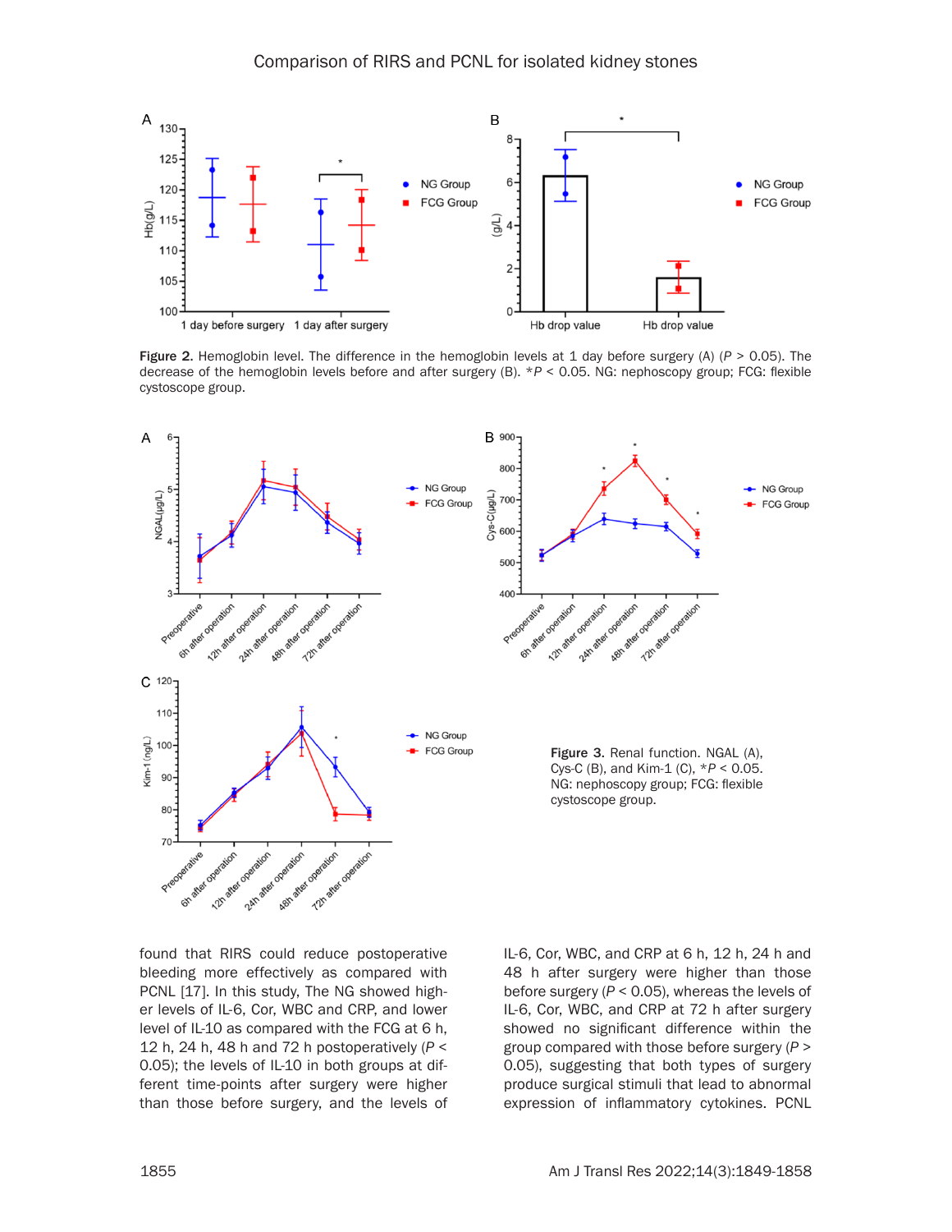Figure 2. Hemoglobin level. The difference in the hemoglobin levels at 1 day before surgery (A) ($P > 0.05$). The decrease of the hemoglobin levels before and after surgery (B). *$P < 0.05$. NG: nephoscopy group; FCG: flexible cystoscope group.

Figure 3. Renal function. NGAL (A), Cys-C (B), and Kim-1 (C), *$P < 0.05$. NG: nephoscopy group; FCG: flexible cystoscope group.

found that RIRS could reduce postoperative bleeding more effectively as compared with PCNL [17]. In this study, The NG showed higher levels of IL-6, Cor, WBC and CRP, and lower level of IL-10 as compared with the FCG at 6 h, 12 h, 24 h, 48 h and 72 h postoperatively ($P < 0.05$); the levels of IL-10 in both groups at different time-points after surgery were higher than those before surgery, and the levels of IL-6, Cor, WBC, and CRP at 6 h, 12 h, 24 h and 48 h after surgery were higher than those before surgery ($P < 0.05$), whereas the levels of IL-6, Cor, WBC, and CRP at 72 h after surgery showed no significant difference within the group compared with those before surgery ($P > 0.05$), suggesting that both types of surgery produce surgical stimuli that lead to abnormal expression of inflammatory cytokines. PCNL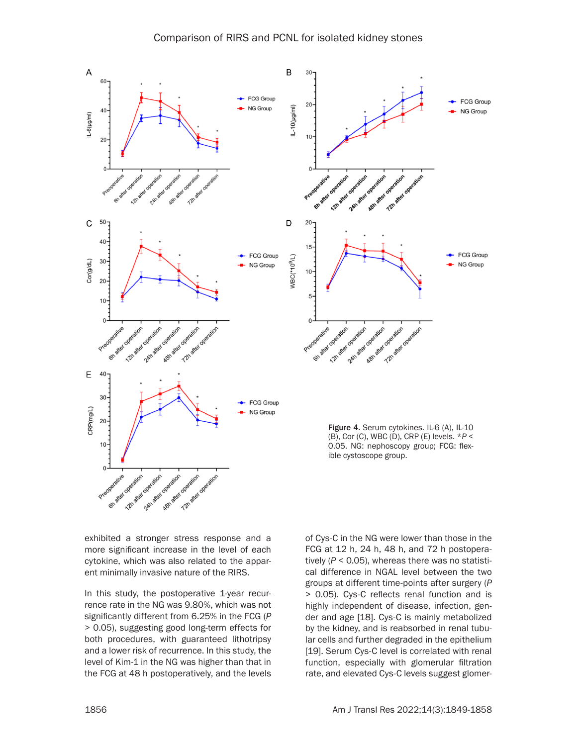Figure 4. Serum cytokines. IL-6 (A), IL-10 (B), Cor (C), WBC (D), CRP (E) levels. *$P < 0.05$. NG: nephoscopy group; FCG: flexible cystoscope group.

exhibited a stronger stress response and a more significant increase in the level of each cytokine, which was also related to the apparent minimally invasive nature of the RIRS.

In this study, the postoperative 1-year recurrence rate in the NG was 9.80%, which was not significantly different from 6.25% in the FCG ($P > 0.05$), suggesting good long-term effects for both procedures, with guaranteed lithotripsy and a lower risk of recurrence. In this study, the level of Kim-1 in the NG was higher than that in the FCG at 48 h postoperatively, and the levels of Cys-C in the NG were lower than those in the FCG at 12 h, 24 h, 48 h, and 72 h postoperatively ($P < 0.05$), whereas there was no statistical difference in NGAL level between the two groups at different time-points after surgery ($P > 0.05$). Cys-C reflects renal function and is highly independent of disease, infection, gender and age [18]. Cys-C is mainly metabolized by the kidney, and is reabsorbed in renal tubular cells and further degraded in the epithelium [19]. Serum Cys-C level is correlated with renal function, especially with glomerular filtration rate, and elevated Cys-C levels suggest glomer-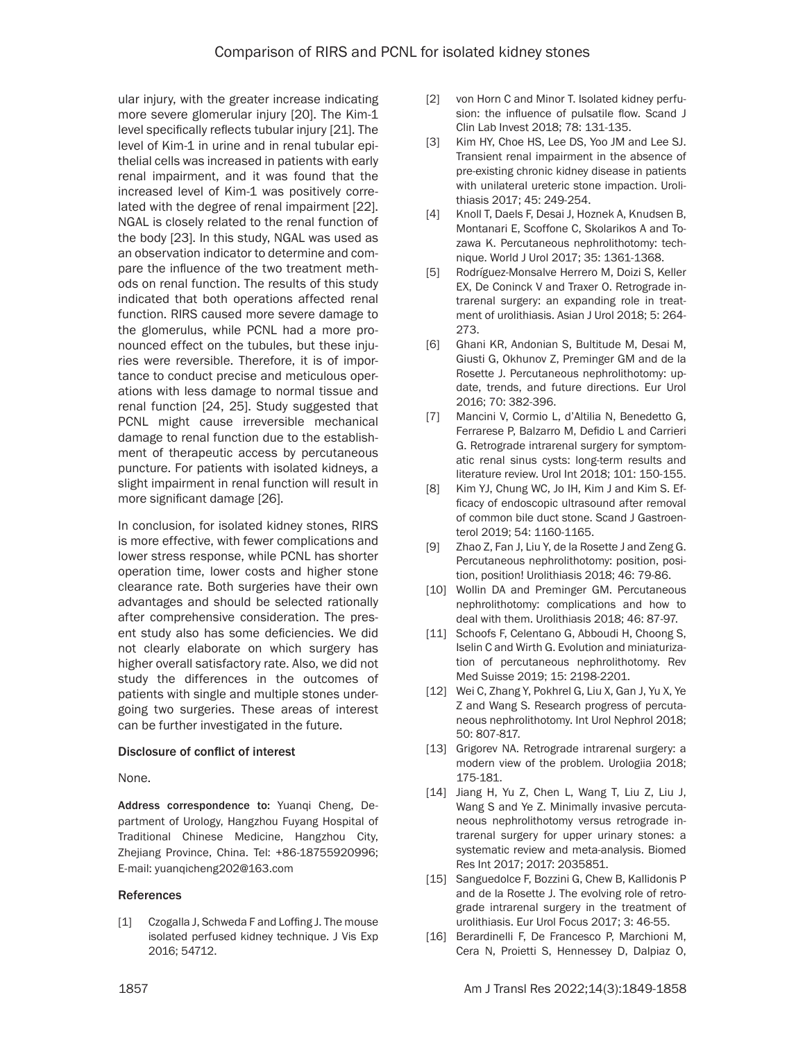ular injury, with the greater increase indicating more severe glomerular injury [20]. The Kim-1 level specifically reflects tubular injury [21]. The level of Kim-1 in urine and in renal tubular epithelial cells was increased in patients with early renal impairment, and it was found that the increased level of Kim-1 was positively correlated with the degree of renal impairment [22]. NGAL is closely related to the renal function of the body [23]. In this study, NGAL was used as an observation indicator to determine and compare the influence of the two treatment methods on renal function. The results of this study indicated that both operations affected renal function. RIRS caused more severe damage to the glomerulus, while PCNL had a more pronounced effect on the tubules, but these injuries were reversible. Therefore, it is of importance to conduct precise and meticulous operations with less damage to normal tissue and renal function [24, 25]. Study suggested that PCNL might cause irreversible mechanical damage to renal function due to the establishment of therapeutic access by percutaneous puncture. For patients with isolated kidneys, a slight impairment in renal function will result in more significant damage [26].

In conclusion, for isolated kidney stones, RIRS is more effective, with fewer complications and lower stress response, while PCNL has shorter operation time, lower costs and higher stone clearance rate. Both surgeries have their own advantages and should be selected rationally after comprehensive consideration. The present study also has some deficiencies. We did not clearly elaborate on which surgery has higher overall satisfactory rate. Also, we did not study the differences in the outcomes of patients with single and multiple stones undergoing two surgeries. These areas of interest can be further investigated in the future.

### Disclosure of conflict of interest

None.

**Address correspondence to:** Yuanqi Cheng, Department of Urology, Hangzhou Fuyang Hospital of Traditional Chinese Medicine, Hangzhou City, Zhejiang Province, China. Tel: +86-18755920996; E-mail: yuanqicheng202@163.com

### References

[1] Czogalla J, Schweda F and Loffing J. The mouse isolated perfused kidney technique. J Vis Exp 2016; 54712.

[2] von Horn C and Minor T. Isolated kidney perfusion: the influence of pulsatile flow. Scand J Clin Lab Invest 2018; 78: 131-135.

[3] Kim HY, Choe HS, Lee DS, Yoo JM and Lee SJ. Transient renal impairment in the absence of pre-existing chronic kidney disease in patients with unilateral ureteric stone impaction. Urolithiasis 2017; 45: 249-254.

[4] Knoll T, Daels F, Desai J, Hoznek A, Knudsen B, Montanari E, Scoffone C, Skolarikos A and Tozawa K. Percutaneous nephrolithotomy: technique. World J Urol 2017; 35: 1361-1368.

[5] Rodríguez-Monsalve Herrero M, Doizi S, Keller EX, De Coninck V and Traxer O. Retrograde intrarenal surgery: an expanding role in treatment of urolithiasis. Asian J Urol 2018; 5: 264-273.

[6] Ghani KR, Andonian S, Bultitude M, Desai M, Giusti G, Okhunov Z, Preminger GM and de la Rosette J. Percutaneous nephrolithotomy: update, trends, and future directions. Eur Urol 2016; 70: 382-396.

[7] Mancini V, Cormio L, d'Altilia N, Benedetto G, Ferrarese P, Balzarro M, Defidio L and Carrieri G. Retrograde intrarenal surgery for symptomatic renal sinus cysts: long-term results and literature review. Urol Int 2018; 101: 150-155.

[8] Kim YJ, Chung WC, Jo IH, Kim J and Kim S. Efficacy of endoscopic ultrasound after removal of common bile duct stone. Scand J Gastroenterol 2019; 54: 1160-1165.

[9] Zhao Z, Fan J, Liu Y, de la Rosette J and Zeng G. Percutaneous nephrolithotomy: position, position, position! Urolithiasis 2018; 46: 79-86.

[10] Wollin DA and Preminger GM. Percutaneous nephrolithotomy: complications and how to deal with them. Urolithiasis 2018; 46: 87-97.

[11] Schoofs F, Celentano G, Abboudi H, Choong S, Iselin C and Wirth G. Evolution and miniaturization of percutaneous nephrolithotomy. Rev Med Suisse 2019; 15: 2198-2201.

[12] Wei C, Zhang Y, Pokhrel G, Liu X, Gan J, Yu X, Ye Z and Wang S. Research progress of percutaneous nephrolithotomy. Int Urol Nephrol 2018; 50: 807-817.

[13] Grigorev NA. Retrograde intrarenal surgery: a modern view of the problem. Urologiia 2018; 175-181.

[14] Jiang H, Yu Z, Chen L, Wang T, Liu Z, Liu J, Wang S and Ye Z. Minimally invasive percutaneous nephrolithotomy versus retrograde intrarenal surgery for upper urinary stones: a systematic review and meta-analysis. Biomed Res Int 2017; 2017: 2035851.

[15] Sanguedolce F, Bozzini G, Chew B, Kallidonis P and de la Rosette J. The evolving role of retrograde intrarenal surgery in the treatment of urolithiasis. Eur Urol Focus 2017; 3: 46-55.

[16] Berardinelli F, De Francesco P, Marchioni M, Cera N, Proietti S, Hennessey D, Dalpiaz O,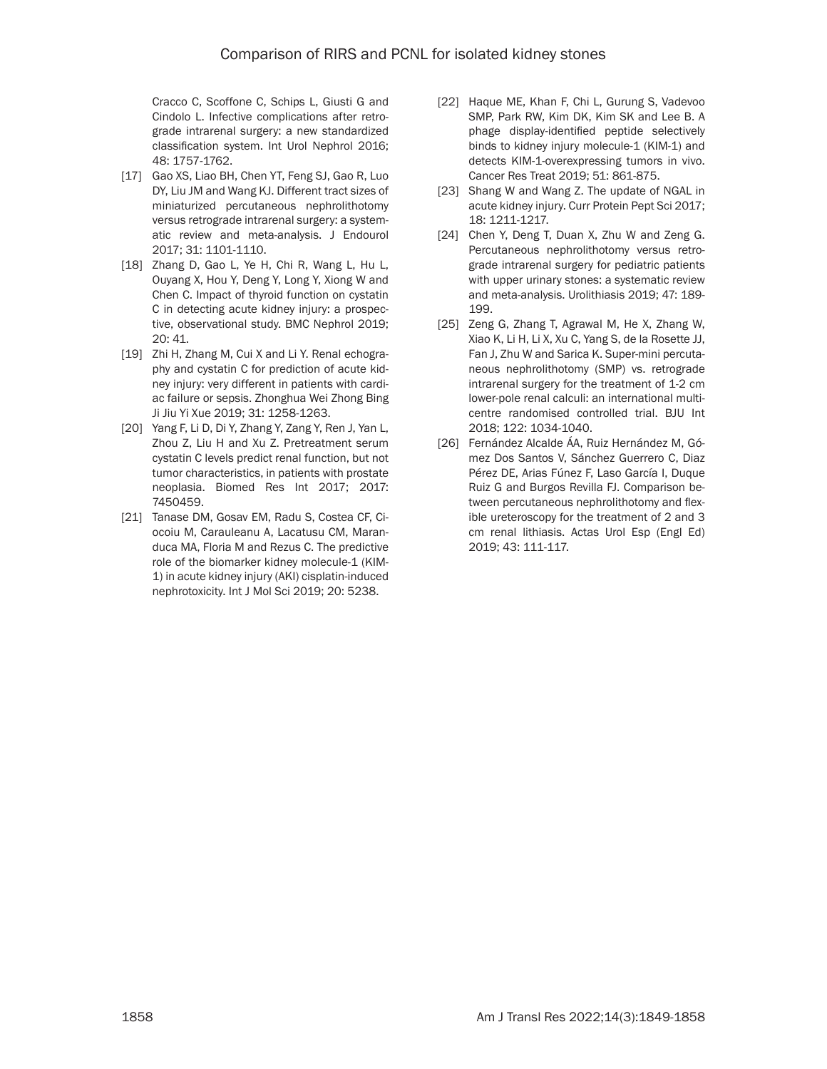Cracco C, Scoffone C, Schips L, Giusti G and Cindolo L. Infective complications after retrograde intrarenal surgery: a new standardized classification system. Int Urol Nephrol 2016; 48: 1757-1762.

[17] Gao XS, Liao BH, Chen YT, Feng SJ, Gao R, Luo DY, Liu JM and Wang KJ. Different tract sizes of miniaturized percutaneous nephrolithotomy versus retrograde intrarenal surgery: a systematic review and meta-analysis. J Endourol 2017; 31: 1101-1110.

[18] Zhang D, Gao L, Ye H, Chi R, Wang L, Hu L, Ouyang X, Hou Y, Deng Y, Long Y, Xiong W and Chen C. Impact of thyroid function on cystatin C in detecting acute kidney injury: a prospective, observational study. BMC Nephrol 2019; 20: 41.

[19] Zhi H, Zhang M, Cui X and Li Y. Renal echography and cystatin C for prediction of acute kidney injury: very different in patients with cardiac failure or sepsis. Zhonghua Wei Zhong Bing Ji Jiu Yi Xue 2019; 31: 1258-1263.

[20] Yang F, Li D, Di Y, Zhang Y, Zang Y, Ren J, Yan L, Zhou Z, Liu H and Xu Z. Pretreatment serum cystatin C levels predict renal function, but not tumor characteristics, in patients with prostate neoplasia. Biomed Res Int 2017; 2017: 7450459.

[21] Tanase DM, Gosav EM, Radu S, Costea CF, Ciocoiu M, Carauleanu A, Lacatusu CM, Maranduca MA, Floria M and Rezus C. The predictive role of the biomarker kidney molecule-1 (KIM-1) in acute kidney injury (AKI) cisplatin-induced nephrotoxicity. Int J Mol Sci 2019; 20: 5238.

[22] Haque ME, Khan F, Chi L, Gurung S, Vadevoo SMP, Park RW, Kim DK, Kim SK and Lee B. A phage display-identified peptide selectively binds to kidney injury molecule-1 (KIM-1) and detects KIM-1-overexpressing tumors in vivo. Cancer Res Treat 2019; 51: 861-875.

[23] Shang W and Wang Z. The update of NGAL in acute kidney injury. Curr Protein Pept Sci 2017; 18: 1211-1217.

[24] Chen Y, Deng T, Duan X, Zhu W and Zeng G. Percutaneous nephrolithotomy versus retrograde intrarenal surgery for pediatric patients with upper urinary stones: a systematic review and meta-analysis. Urolithiasis 2019; 47: 189-199.

[25] Zeng G, Zhang T, Agrawal M, He X, Zhang W, Xiao K, Li H, Li X, Xu C, Yang S, de la Rosette JJ, Fan J, Zhu W and Sarica K. Super-mini percutaneous nephrolithotomy (SMP) vs. retrograde intrarenal surgery for the treatment of 1-2 cm lower-pole renal calculi: an international multicentre randomised controlled trial. BJU Int 2018; 122: 1034-1040.

[26] Fernández Alcalde ÁA, Ruiz Hernández M, Gómez Dos Santos V, Sánchez Guerrero C, Diaz Pérez DE, Arias Fúnez F, Laso García I, Duque Ruiz G and Burgos Revilla FJ. Comparison between percutaneous nephrolithotomy and flexible ureteroscopy for the treatment of 2 and 3 cm renal lithiasis. Actas Urol Esp (Engl Ed) 2019; 43: 111-117.